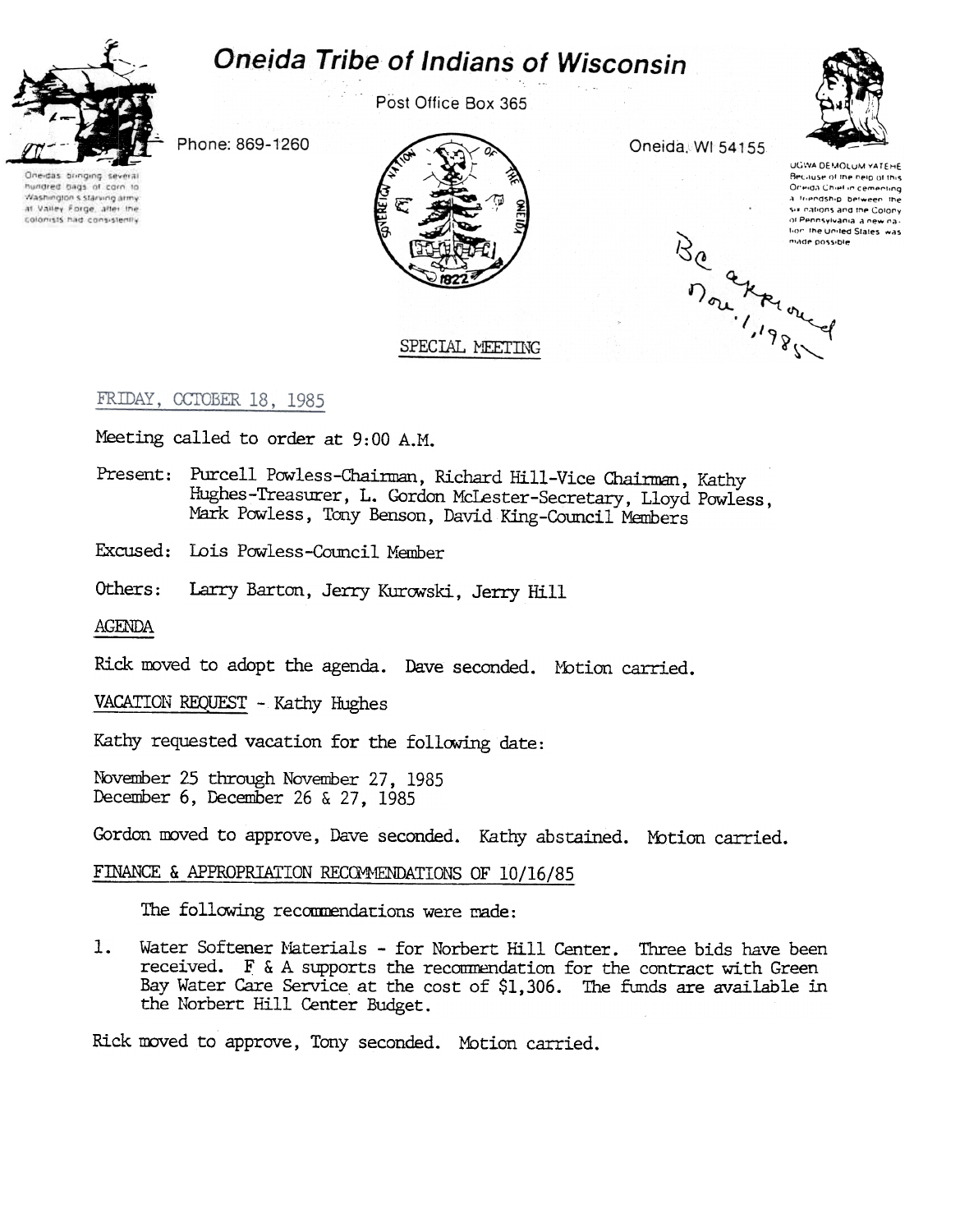# Oneida Tribe of Indians of Wisconsin

Post Office Box 365

Phone: 869-1260

Oneida, WI 54155

Oneidas bringing several hundred bags of corn to Washington's starving army at Valley Forge, after the colonists had consistently

UGWA DEMOLUM YATEHE Because of the help of this Oneida Chief in cementing a friendship between the six nations and the Colony of Pennsylvania, a new nation, the United States was made possible

Bc approved Nov. 1, 1985

SPECIAL MEETING

FRIDAY, OCTOBER 18, 1985

Meeting called to order at 9:00 A.M.

Present: Purcell Powless-Chairman, Richard Hill-Vice Chairman, Kathy Hughes-Treasurer, L. Gordon McLester-Secretary, Lloyd Powless, Mark Powless, Tony Benson, David King-Council Members

Excused: Lois Powless-Council Member

Others: Larry Barton, Jerry Kurowski, Jerry Hill

AGENDA

Rick moved to adopt the agenda. Dave seconded. Motion carried.

VACATION REQUEST - Kathy Hughes

Kathy requested vacation for the following date:

November 25 through November 27, 1985
December 6, December 26 & 27, 1985

Gordon moved to approve, Dave seconded. Kathy abstained. Motion carried.

FINANCE & APPROPRIATION RECOMMENDATIONS OF 10/16/85

The following recommendations were made:

1. Water Softener Materials - for Norbert Hill Center. Three bids have been received. F & A supports the recommendation for the contract with Green Bay Water Care Service at the cost of $1,306. The funds are available in the Norbert Hill Center Budget.

Rick moved to approve, Tony seconded. Motion carried.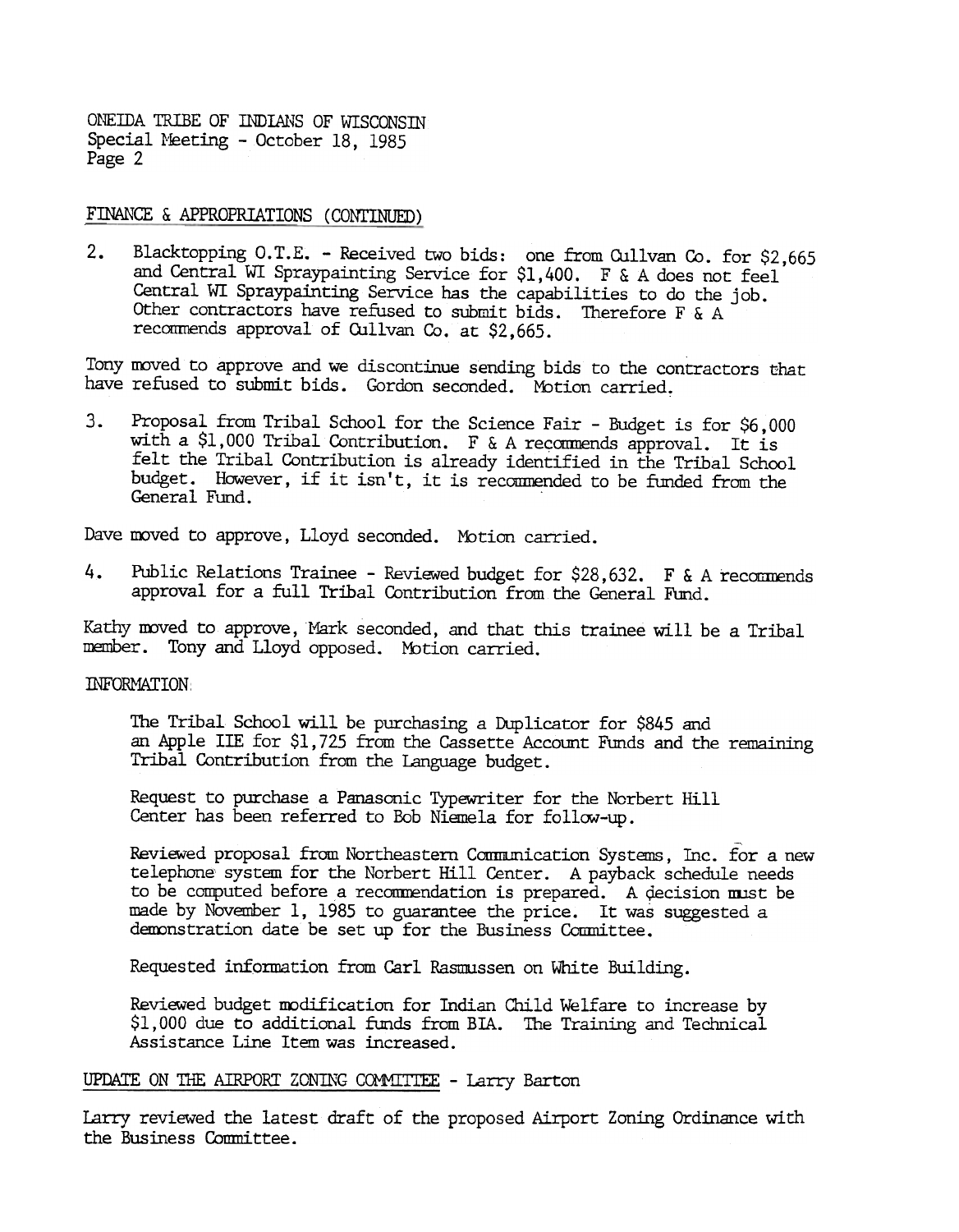## FINANCE & APPROPRIATIONS (CONTINUED)

2. Blacktopping O.T.E. - Received two bids: one from Cullvan Co. for $2,665 and Central WI Spraypainting Service for $1,400. F & A does not feel Central WI Spraypainting Service has the capabilities to do the job. Other contractors have refused to submit bids. Therefore F & A recommends approval of Cullvan Co. at $2,665.

Tony moved to approve and we discontinue sending bids to the contractors that have refused to submit bids. Gordon seconded. Motion carried.

3. Proposal from Tribal School for the Science Fair - Budget is for $6,000 with a $1,000 Tribal Contribution. F & A recommends approval. It is felt the Tribal Contribution is already identified in the Tribal School budget. However, if it isn't, it is recommended to be funded from the General Fund.

Dave moved to approve, Lloyd seconded. Motion carried.

4. Public Relations Trainee - Reviewed budget for $28,632. F & A recommends approval for a full Tribal Contribution from the General Fund.

Kathy moved to approve, Mark seconded, and that this trainee will be a Tribal member. Tony and Lloyd opposed. Motion carried.

## INFORMATION

The Tribal School will be purchasing a Duplicator for $845 and an Apple IIE for $1,725 from the Cassette Account Funds and the remaining Tribal Contribution from the Language budget.

Request to purchase a Panasonic Typewriter for the Norbert Hill Center has been referred to Bob Niemela for follow-up.

Reviewed proposal from Northeastern Communication Systems, Inc. for a new telephone system for the Norbert Hill Center. A payback schedule needs to be computed before a recommendation is prepared. A decision must be made by November 1, 1985 to guarantee the price. It was suggested a demonstration date be set up for the Business Committee.

Requested information from Carl Rasmussen on White Building.

Reviewed budget modification for Indian Child Welfare to increase by $1,000 due to additional funds from BIA. The Training and Technical Assistance Line Item was increased.

## UPDATE ON THE AIRPORT ZONING COMMITTEE - Larry Barton

Larry reviewed the latest draft of the proposed Airport Zoning Ordinance with the Business Committee.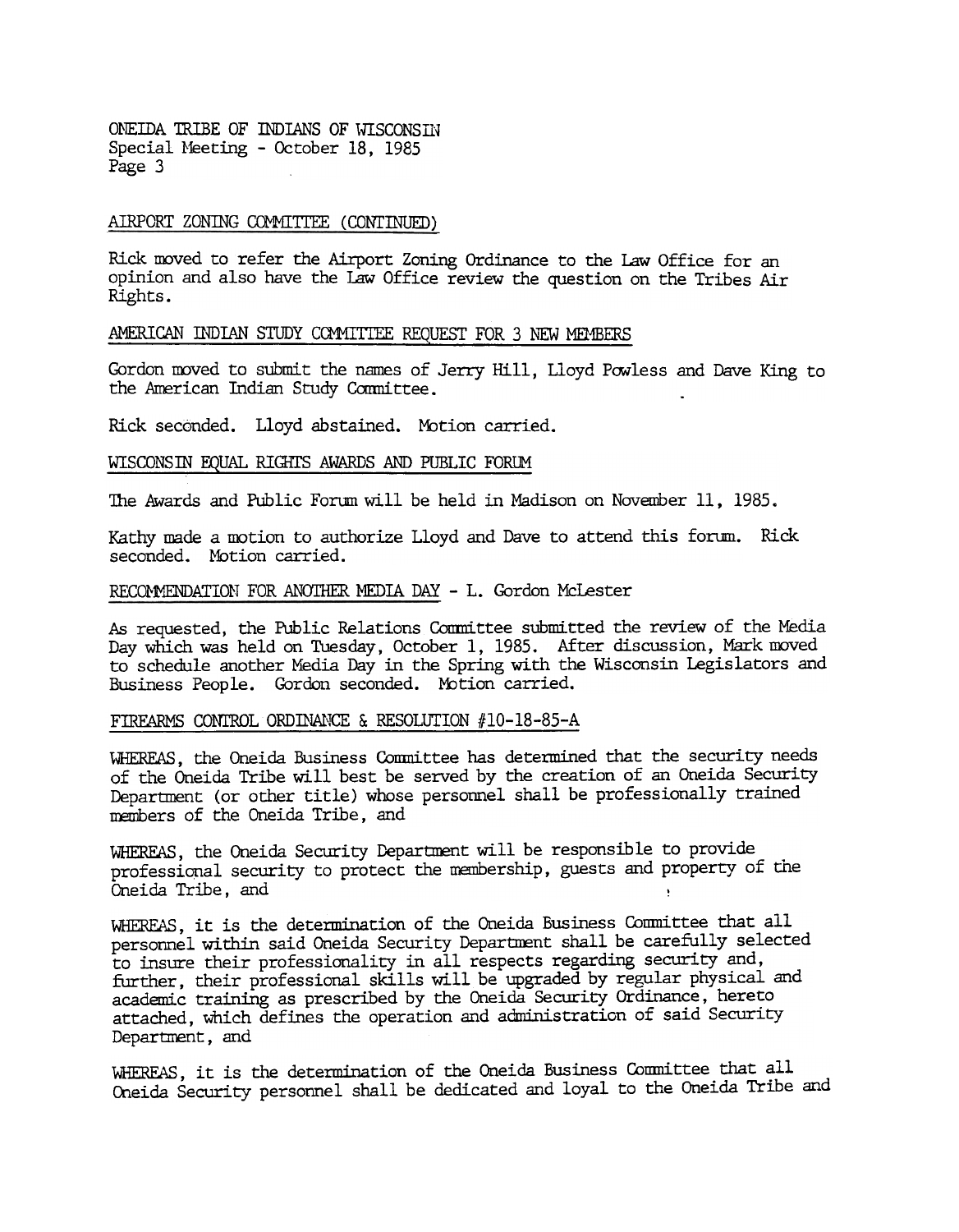## AIRPORT ZONING COMMITTEE (CONTINUED)

Rick moved to refer the Airport Zoning Ordinance to the Law Office for an opinion and also have the Law Office review the question on the Tribes Air Rights.

## AMERICAN INDIAN STUDY COMMITTEE REQUEST FOR 3 NEW MEMBERS

Gordon moved to submit the names of Jerry Hill, Lloyd Powless and Dave King to the American Indian Study Committee.

Rick seconded. Lloyd abstained. Motion carried.

## WISCONSIN EQUAL RIGHTS AWARDS AND PUBLIC FORUM

The Awards and Public Forum will be held in Madison on November 11, 1985.

Kathy made a motion to authorize Lloyd and Dave to attend this forum. Rick seconded. Motion carried.

## RECOMMENDATION FOR ANOTHER MEDIA DAY - L. Gordon McLester

As requested, the Public Relations Committee submitted the review of the Media Day which was held on Tuesday, October 1, 1985. After discussion, Mark moved to schedule another Media Day in the Spring with the Wisconsin Legislators and Business People. Gordon seconded. Motion carried.

## FIREARMS CONTROL ORDINANCE & RESOLUTION #10-18-85-A

WHEREAS, the Oneida Business Committee has determined that the security needs of the Oneida Tribe will best be served by the creation of an Oneida Security Department (or other title) whose personnel shall be professionally trained members of the Oneida Tribe, and

WHEREAS, the Oneida Security Department will be responsible to provide professional security to protect the membership, guests and property of the Oneida Tribe, and

WHEREAS, it is the determination of the Oneida Business Committee that all personnel within said Oneida Security Department shall be carefully selected to insure their professionality in all respects regarding security and, further, their professional skills will be upgraded by regular physical and academic training as prescribed by the Oneida Security Ordinance, hereto attached, which defines the operation and administration of said Security Department, and

WHEREAS, it is the determination of the Oneida Business Committee that all Oneida Security personnel shall be dedicated and loyal to the Oneida Tribe and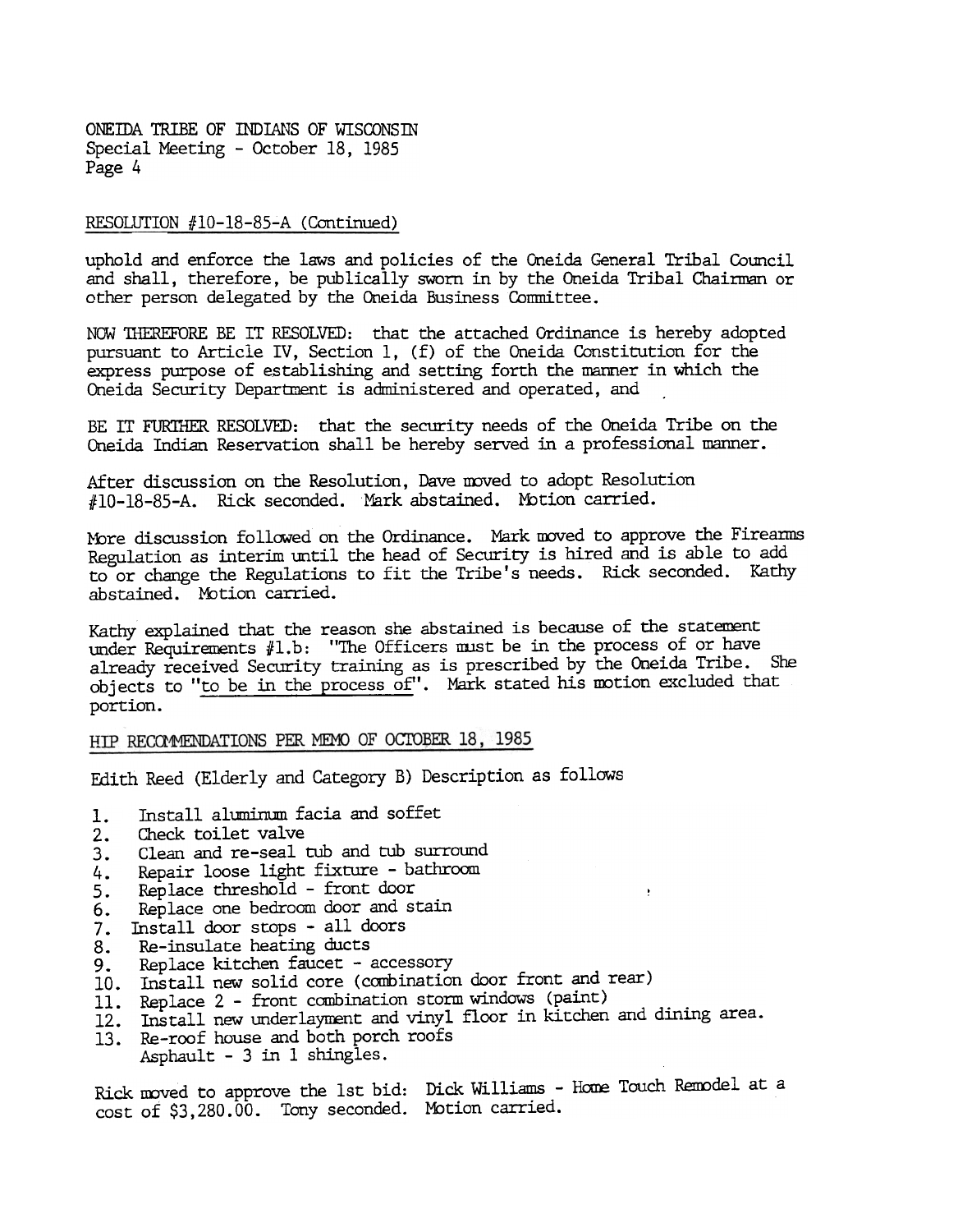RESOLUTION #10-18-85-A (Continued)

uphold and enforce the laws and policies of the Oneida General Tribal Council and shall, therefore, be publically sworn in by the Oneida Tribal Chairman or other person delegated by the Oneida Business Committee.

NOW THEREFORE BE IT RESOLVED: that the attached Ordinance is hereby adopted pursuant to Article IV, Section 1, (f) of the Oneida Constitution for the express purpose of establishing and setting forth the manner in which the Oneida Security Department is administered and operated, and

BE IT FURTHER RESOLVED: that the security needs of the Oneida Tribe on the Oneida Indian Reservation shall be hereby served in a professional manner.

After discussion on the Resolution, Dave moved to adopt Resolution #10-18-85-A. Rick seconded. Mark abstained. Motion carried.

More discussion followed on the Ordinance. Mark moved to approve the Firearms Regulation as interim until the head of Security is hired and is able to add to or change the Regulations to fit the Tribe's needs. Rick seconded. Kathy abstained. Motion carried.

Kathy explained that the reason she abstained is because of the statement under Requirements #1.b: "The Officers must be in the process of or have already received Security training as is prescribed by the Oneida Tribe. She objects to "to be in the process of". Mark stated his motion excluded that portion.

HIP RECOMMENDATIONS PER MEMO OF OCTOBER 18, 1985

Edith Reed (Elderly and Category B) Description as follows

1. Install aluminum facia and soffet
2. Check toilet valve
3. Clean and re-seal tub and tub surround
4. Repair loose light fixture - bathroom
5. Replace threshold - front door
6. Replace one bedroom door and stain
7. Install door stops - all doors
8. Re-insulate heating ducts
9. Replace kitchen faucet - accessory
10. Install new solid core (combination door front and rear)
11. Replace 2 - front combination storm windows (paint)
12. Install new underlayment and vinyl floor in kitchen and dining area.
13. Re-roof house and both porch roofs
    Asphault - 3 in 1 shingles.

Rick moved to approve the 1st bid: Dick Williams - Home Touch Remodel at a cost of $3,280.00. Tony seconded. Motion carried.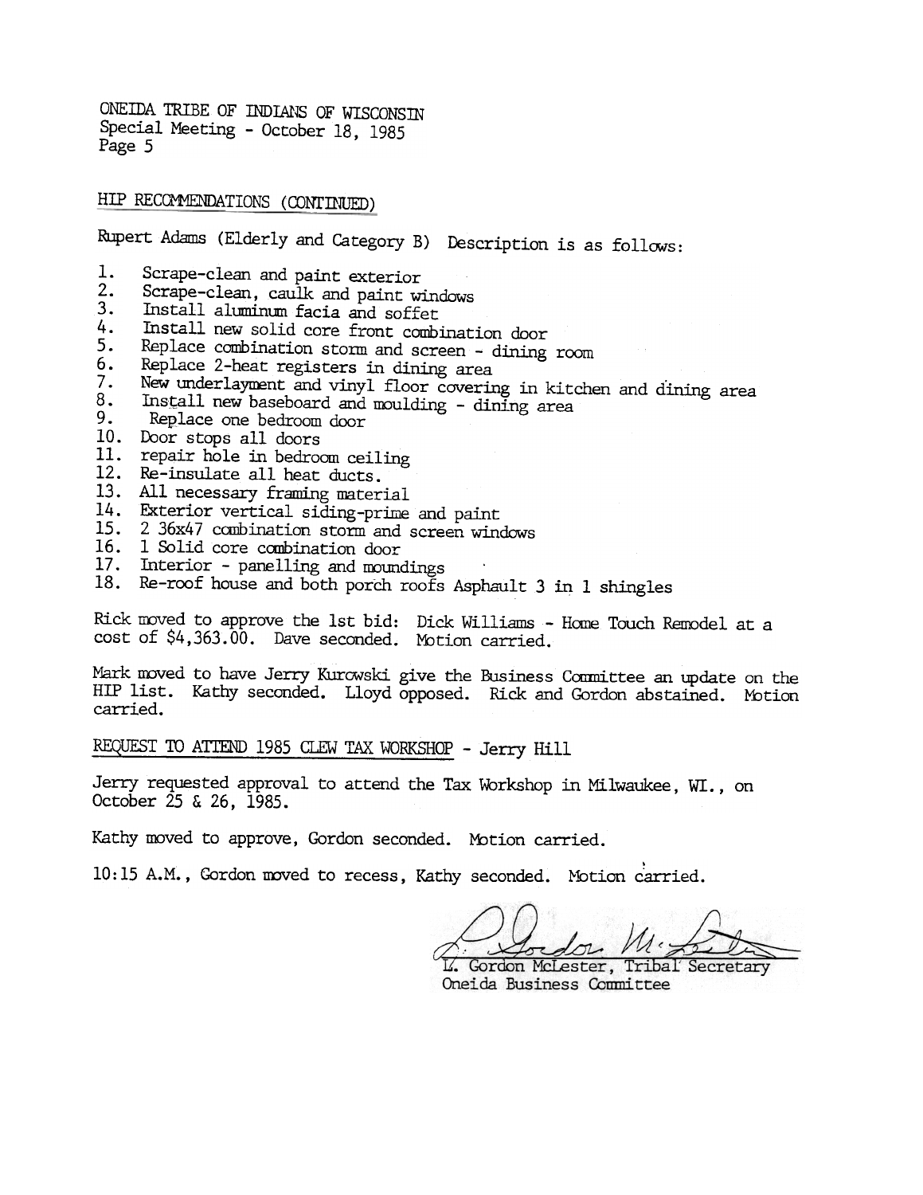ONEIDA TRIBE OF INDIANS OF WISCONSIN
Special Meeting - October 18, 1985
Page 5

HIP RECOMMENDATIONS (CONTINUED)

Rupert Adams (Elderly and Category B) Description is as follows:

1. Scrape-clean and paint exterior
2. Scrape-clean, caulk and paint windows
3. Install aluminum facia and soffet
4. Install new solid core front combination door
5. Replace combination storm and screen - dining room
6. Replace 2-heat registers in dining area
7. New underlayment and vinyl floor covering in kitchen and dining area
8. Install new baseboard and moulding - dining area
9. Replace one bedroom door
10. Door stops all doors
11. repair hole in bedroom ceiling
12. Re-insulate all heat ducts.
13. All necessary framing material
14. Exterior vertical siding-prime and paint
15. 2 36x47 combination storm and screen windows
16. 1 Solid core combination door
17. Interior - panelling and moundings
18. Re-roof house and both porch roofs Asphault 3 in 1 shingles

Rick moved to approve the 1st bid: Dick Williams - Home Touch Remodel at a cost of $4,363.00. Dave seconded. Motion carried.

Mark moved to have Jerry Kurowski give the Business Committee an update on the HIP list. Kathy seconded. Lloyd opposed. Rick and Gordon abstained. Motion carried.

REQUEST TO ATTEND 1985 CLEW TAX WORKSHOP - Jerry Hill

Jerry requested approval to attend the Tax Workshop in Milwaukee, WI., on October 25 & 26, 1985.

Kathy moved to approve, Gordon seconded. Motion carried.

10:15 A.M., Gordon moved to recess, Kathy seconded. Motion carried.

L. Gordon McLester, Tribal Secretary
Oneida Business Committee